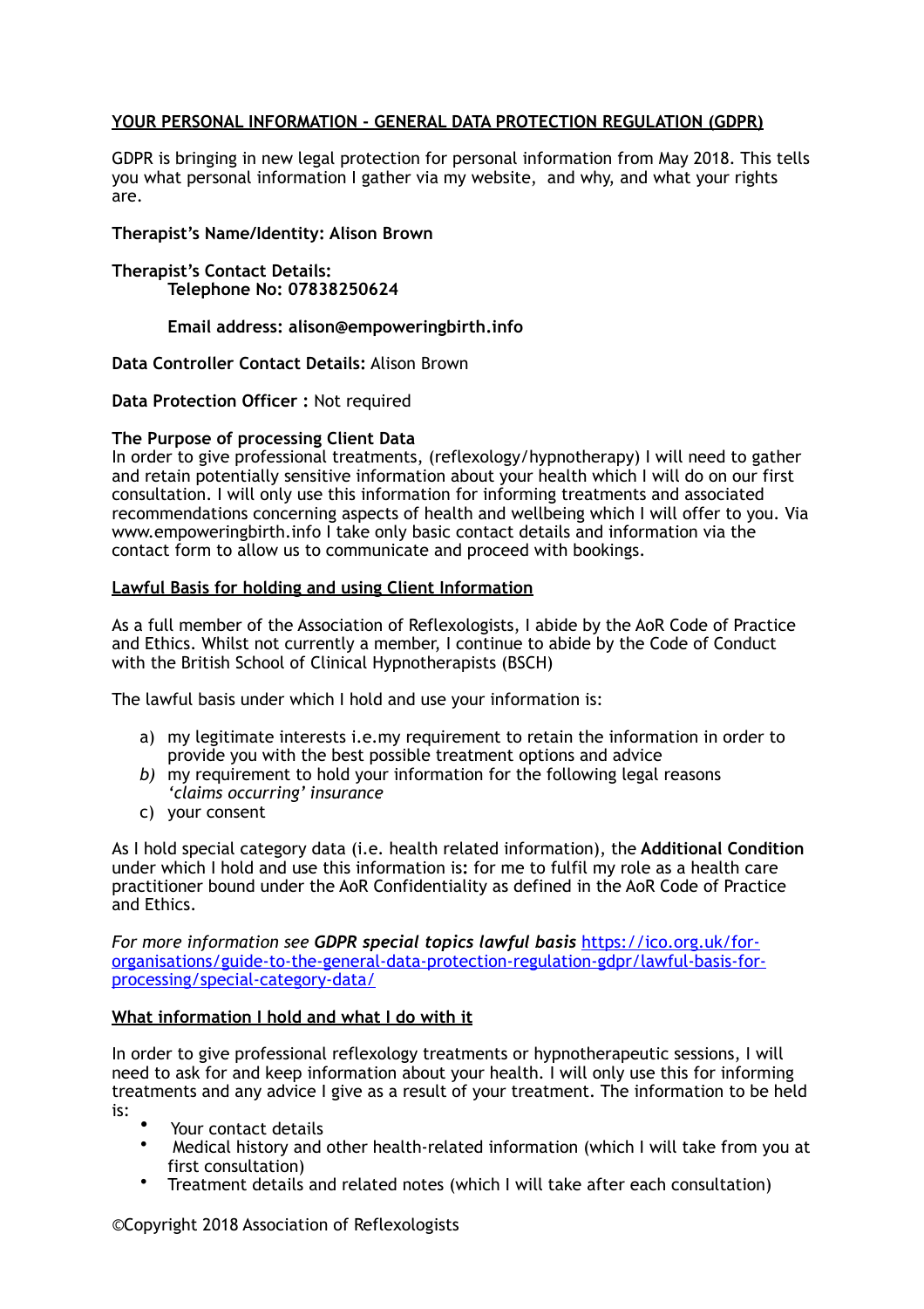## YOUR PERSONAL INFORMATION - GENERAL DATA PROTECTION REGULATION (GDPR)

GDPR is bringing in new legal protection for personal information from May 2018. This tells you what personal information I gather via my website, and why, and what your rights are.

**Therapist's Name/Identity: Alison Brown**

**Therapist's Contact Details:**
**Telephone No: 07838250624**

**Email address: alison@empoweringbirth.info**

**Data Controller Contact Details:** Alison Brown

**Data Protection Officer :** Not required

**The Purpose of processing Client Data**
In order to give professional treatments, (reflexology/hypnotherapy) I will need to gather and retain potentially sensitive information about your health which I will do on our first consultation. I will only use this information for informing treatments and associated recommendations concerning aspects of health and wellbeing which I will offer to you. Via www.empoweringbirth.info I take only basic contact details and information via the contact form to allow us to communicate and proceed with bookings.

### Lawful Basis for holding and using Client Information

As a full member of the Association of Reflexologists, I abide by the AoR Code of Practice and Ethics. Whilst not currently a member, I continue to abide by the Code of Conduct with the British School of Clinical Hypnotherapists (BSCH)

The lawful basis under which I hold and use your information is:

a) my legitimate interests i.e.my requirement to retain the information in order to provide you with the best possible treatment options and advice
*b)* my requirement to hold your information for the following legal reasons *'claims occurring' insurance*
c) your consent

As I hold special category data (i.e. health related information), the **Additional Condition** under which I hold and use this information is**:** for me to fulfil my role as a health care practitioner bound under the AoR Confidentiality as defined in the AoR Code of Practice and Ethics.

*For more information see **GDPR special topics lawful basis*** https://ico.org.uk/for-organisations/guide-to-the-general-data-protection-regulation-gdpr/lawful-basis-for-processing/special-category-data/

### What information I hold and what I do with it

In order to give professional reflexology treatments or hypnotherapeutic sessions, I will need to ask for and keep information about your health. I will only use this for informing treatments and any advice I give as a result of your treatment. The information to be held is:

- Your contact details
- Medical history and other health-related information (which I will take from you at first consultation)
- Treatment details and related notes (which I will take after each consultation)

©Copyright 2018 Association of Reflexologists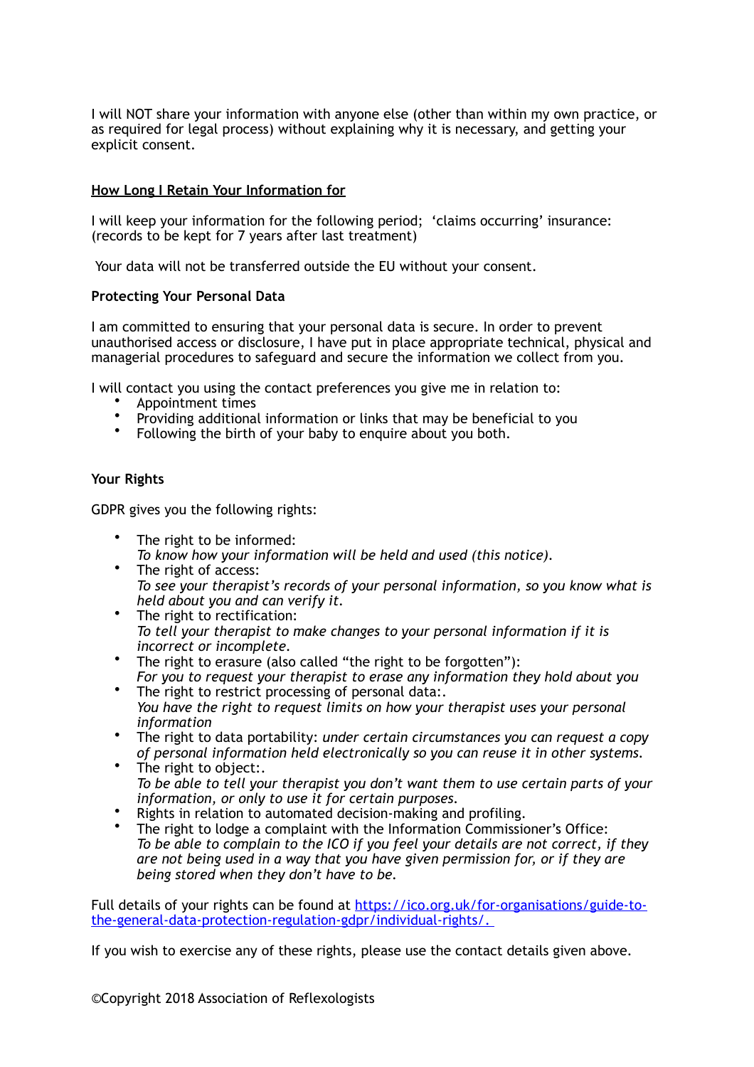I will NOT share your information with anyone else (other than within my own practice, or as required for legal process) without explaining why it is necessary, and getting your explicit consent.

## How Long I Retain Your Information for

I will keep your information for the following period; 'claims occurring' insurance: (records to be kept for 7 years after last treatment)

Your data will not be transferred outside the EU without your consent.

**Protecting Your Personal Data**

I am committed to ensuring that your personal data is secure. In order to prevent unauthorised access or disclosure, I have put in place appropriate technical, physical and managerial procedures to safeguard and secure the information we collect from you.

I will contact you using the contact preferences you give me in relation to:

- Appointment times
- Providing additional information or links that may be beneficial to you
- Following the birth of your baby to enquire about you both.

**Your Rights**

GDPR gives you the following rights:

- The right to be informed:
  *To know how your information will be held and used (this notice).*
- The right of access:
  *To see your therapist's records of your personal information, so you know what is held about you and can verify it.*
- The right to rectification:
  *To tell your therapist to make changes to your personal information if it is incorrect or incomplete.*
- The right to erasure (also called "the right to be forgotten"):
  *For you to request your therapist to erase any information they hold about you*
- The right to restrict processing of personal data:.
  *You have the right to request limits on how your therapist uses your personal information*
- The right to data portability: *under certain circumstances you can request a copy of personal information held electronically so you can reuse it in other systems.*
- The right to object:.
  *To be able to tell your therapist you don't want them to use certain parts of your information, or only to use it for certain purposes.*
- Rights in relation to automated decision-making and profiling.
- The right to lodge a complaint with the Information Commissioner's Office:
  *To be able to complain to the ICO if you feel your details are not correct, if they are not being used in a way that you have given permission for, or if they are being stored when they don't have to be.*

Full details of your rights can be found at [https://ico.org.uk/for-organisations/guide-to-the-general-data-protection-regulation-gdpr/individual-rights/.](https://ico.org.uk/for-organisations/guide-to-the-general-data-protection-regulation-gdpr/individual-rights/)

If you wish to exercise any of these rights, please use the contact details given above.

©Copyright 2018 Association of Reflexologists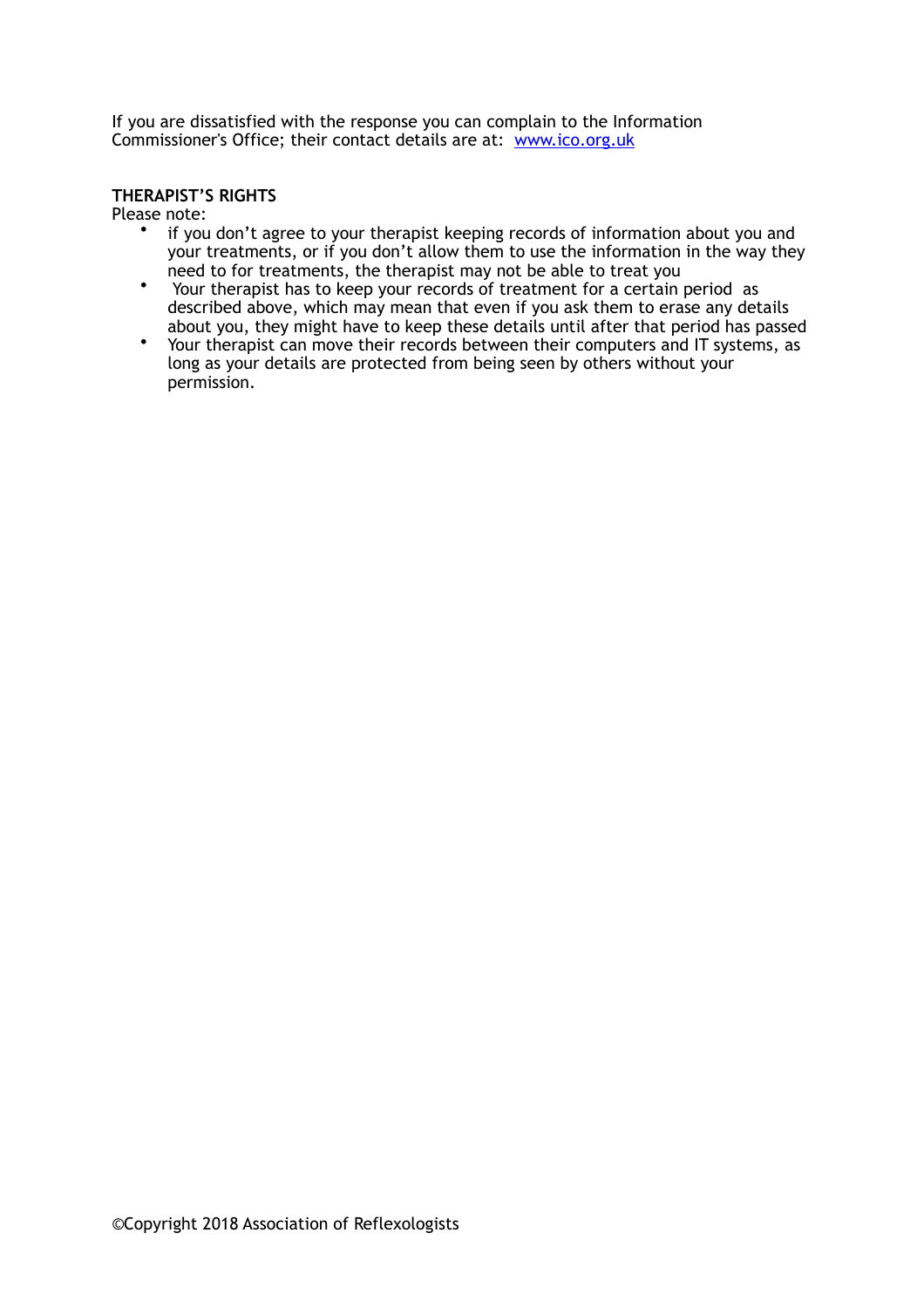If you are dissatisfied with the response you can complain to the Information Commissioner's Office; their contact details are at: [www.ico.org.uk](http://www.ico.org.uk)

**THERAPIST'S RIGHTS**

Please note:

- if you don't agree to your therapist keeping records of information about you and your treatments, or if you don't allow them to use the information in the way they need to for treatments, the therapist may not be able to treat you
- Your therapist has to keep your records of treatment for a certain period as described above, which may mean that even if you ask them to erase any details about you, they might have to keep these details until after that period has passed
- Your therapist can move their records between their computers and IT systems, as long as your details are protected from being seen by others without your permission.

©Copyright 2018 Association of Reflexologists